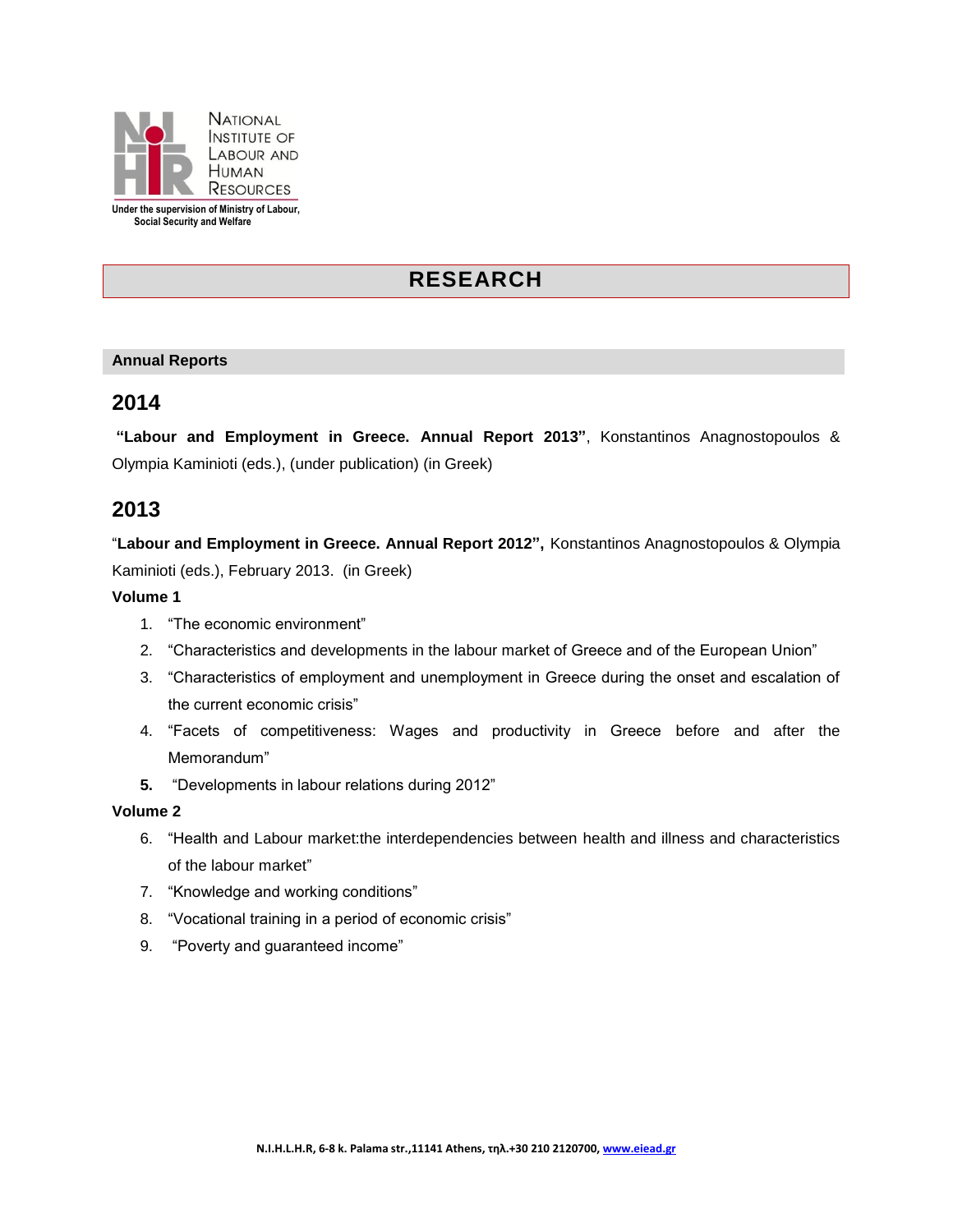National Institute of Labour and Human Resources

Under the supervision of Ministry of Labour, Social Security and Welfare

# RESEARCH

## Annual Reports

### 2014

**"Labour and Employment in Greece. Annual Report 2013"**, Konstantinos Anagnostopoulos & Olympia Kaminioti (eds.), (under publication) (in Greek)

### 2013

"**Labour and Employment in Greece. Annual Report 2012",** Konstantinos Anagnostopoulos & Olympia Kaminioti (eds.), February 2013. (in Greek)

**Volume 1**

1. "The economic environment"
2. "Characteristics and developments in the labour market of Greece and of the European Union"
3. "Characteristics of employment and unemployment in Greece during the onset and escalation of the current economic crisis"
4. "Facets of competitiveness: Wages and productivity in Greece before and after the Memorandum"
5. "Developments in labour relations during 2012"

**Volume 2**

6. "Health and Labour market:the interdependencies between health and illness and characteristics of the labour market"
7. "Knowledge and working conditions"
8. "Vocational training in a period of economic crisis"
9. "Poverty and guaranteed income"

N.I.H.L.H.R, 6-8 k. Palama str.,11141 Athens, τηλ.+30 210 2120700, www.eiead.gr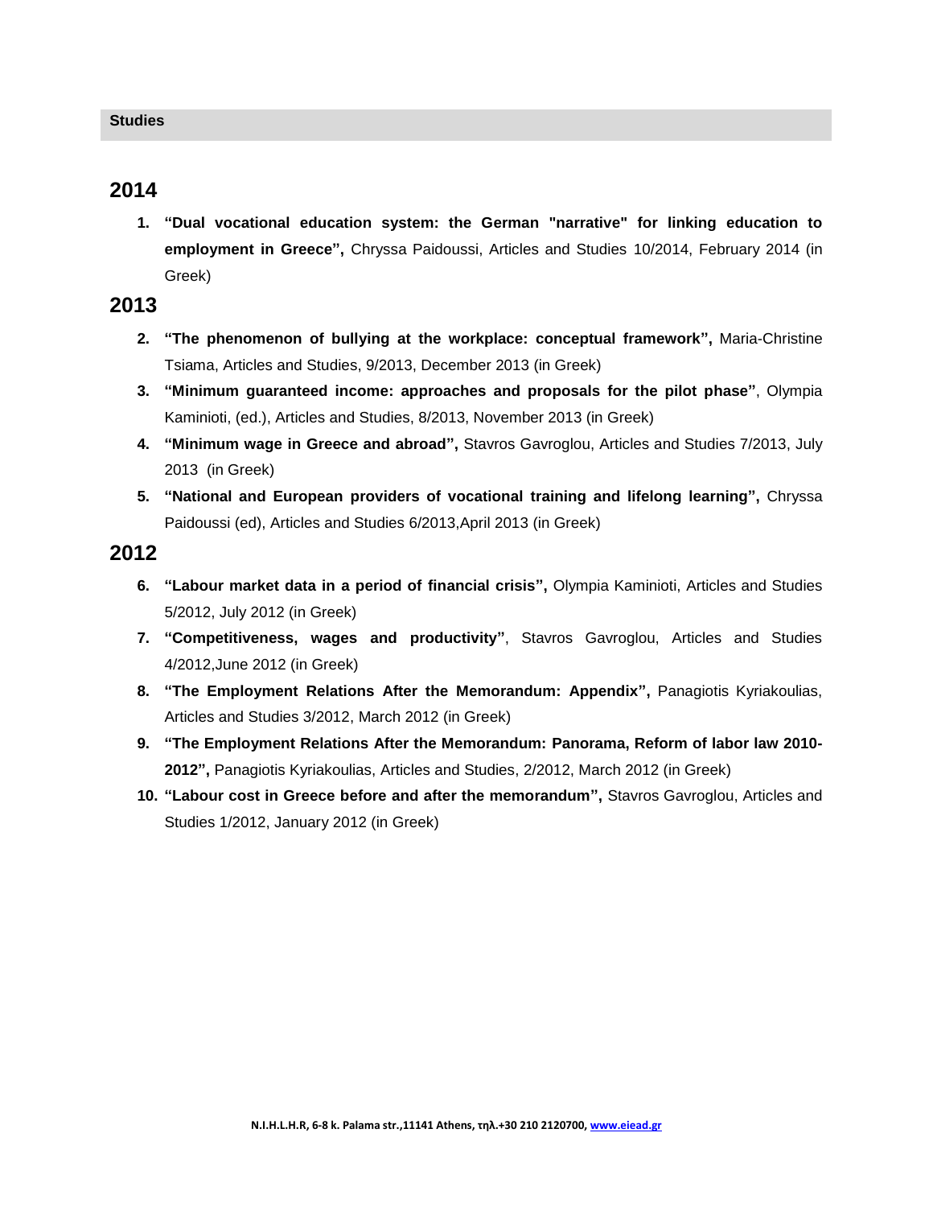## Studies

## 2014

1. **"Dual vocational education system: the German "narrative" for linking education to employment in Greece",** Chryssa Paidoussi, Articles and Studies 10/2014, February 2014 (in Greek)

## 2013

2. **"The phenomenon of bullying at the workplace: conceptual framework",** Maria-Christine Tsiama, Articles and Studies, 9/2013, December 2013 (in Greek)
3. **"Minimum guaranteed income: approaches and proposals for the pilot phase"**, Olympia Kaminioti, (ed.), Articles and Studies, 8/2013, November 2013 (in Greek)
4. **"Minimum wage in Greece and abroad",** Stavros Gavroglou, Articles and Studies 7/2013, July 2013 (in Greek)
5. **"National and European providers of vocational training and lifelong learning",** Chryssa Paidoussi (ed), Articles and Studies 6/2013,April 2013 (in Greek)

## 2012

6. **"Labour market data in a period of financial crisis",** Olympia Kaminioti, Articles and Studies 5/2012, July 2012 (in Greek)
7. **"Competitiveness, wages and productivity"**, Stavros Gavroglou, Articles and Studies 4/2012,June 2012 (in Greek)
8. **"The Employment Relations After the Memorandum: Appendix",** Panagiotis Kyriakoulias, Articles and Studies 3/2012, March 2012 (in Greek)
9. **"The Employment Relations After the Memorandum: Panorama, Reform of labor law 2010-2012",** Panagiotis Kyriakoulias, Articles and Studies, 2/2012, March 2012 (in Greek)
10. **"Labour cost in Greece before and after the memorandum",** Stavros Gavroglou, Articles and Studies 1/2012, January 2012 (in Greek)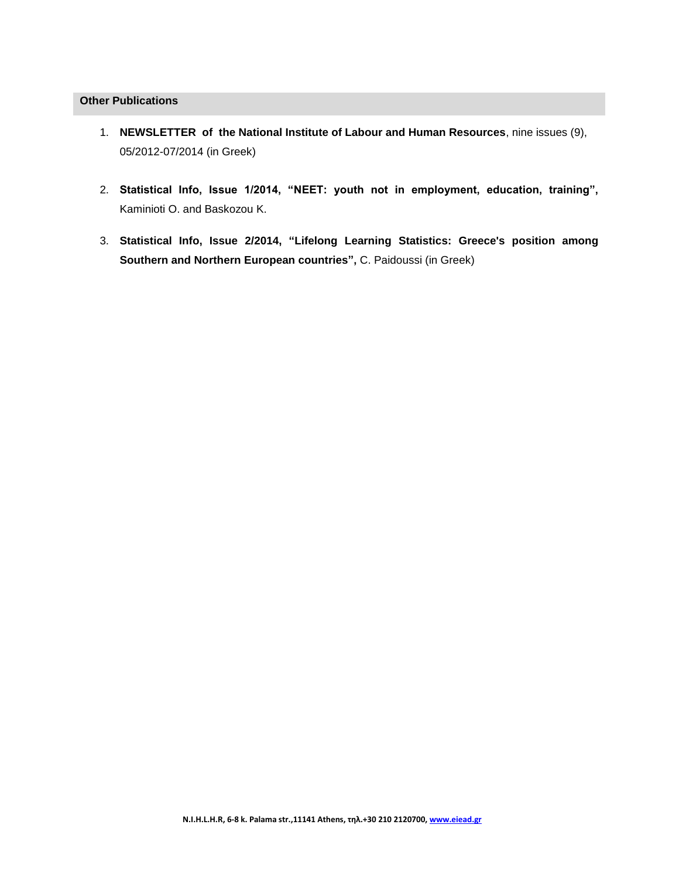## Other Publications

1. **NEWSLETTER of the National Institute of Labour and Human Resources**, nine issues (9), 05/2012-07/2014 (in Greek)

2. **Statistical Info, Issue 1/2014, "NEET: youth not in employment, education, training",** Kaminioti O. and Baskozou K.

3. **Statistical Info, Issue 2/2014, "Lifelong Learning Statistics: Greece's position among Southern and Northern European countries",** C. Paidoussi (in Greek)